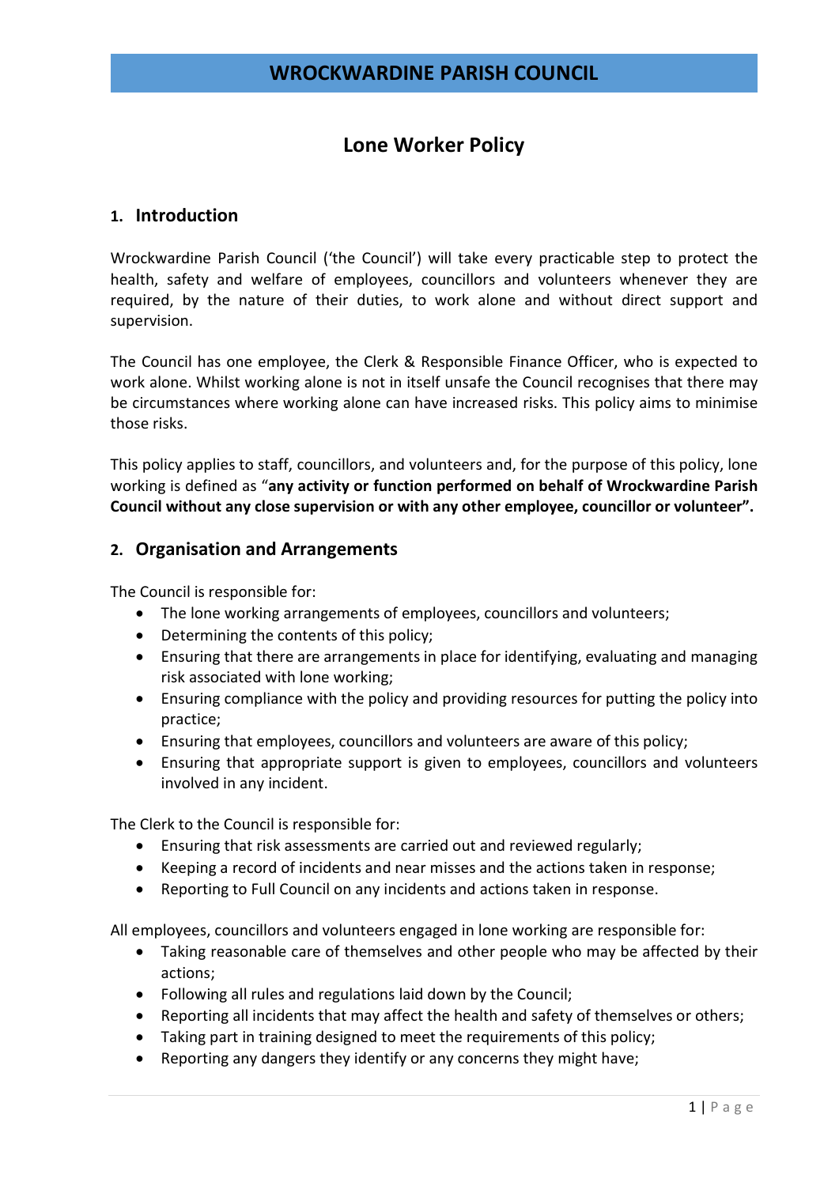# WROCKWARDINE PARISH COUNCIL

# Lone Worker Policy

## 1. Introduction

Wrockwardine Parish Council ('the Council') will take every practicable step to protect the health, safety and welfare of employees, councillors and volunteers whenever they are required, by the nature of their duties, to work alone and without direct support and supervision.

The Council has one employee, the Clerk & Responsible Finance Officer, who is expected to work alone. Whilst working alone is not in itself unsafe the Council recognises that there may be circumstances where working alone can have increased risks. This policy aims to minimise those risks.

This policy applies to staff, councillors, and volunteers and, for the purpose of this policy, lone working is defined as "**any activity or function performed on behalf of Wrockwardine Parish Council without any close supervision or with any other employee, councillor or volunteer".**

## 2. Organisation and Arrangements

The Council is responsible for:

- The lone working arrangements of employees, councillors and volunteers;
- Determining the contents of this policy;
- Ensuring that there are arrangements in place for identifying, evaluating and managing risk associated with lone working;
- Ensuring compliance with the policy and providing resources for putting the policy into practice;
- Ensuring that employees, councillors and volunteers are aware of this policy;
- Ensuring that appropriate support is given to employees, councillors and volunteers involved in any incident.

The Clerk to the Council is responsible for:

- Ensuring that risk assessments are carried out and reviewed regularly;
- Keeping a record of incidents and near misses and the actions taken in response;
- Reporting to Full Council on any incidents and actions taken in response.

All employees, councillors and volunteers engaged in lone working are responsible for:

- Taking reasonable care of themselves and other people who may be affected by their actions;
- Following all rules and regulations laid down by the Council;
- Reporting all incidents that may affect the health and safety of themselves or others;
- Taking part in training designed to meet the requirements of this policy;
- Reporting any dangers they identify or any concerns they might have;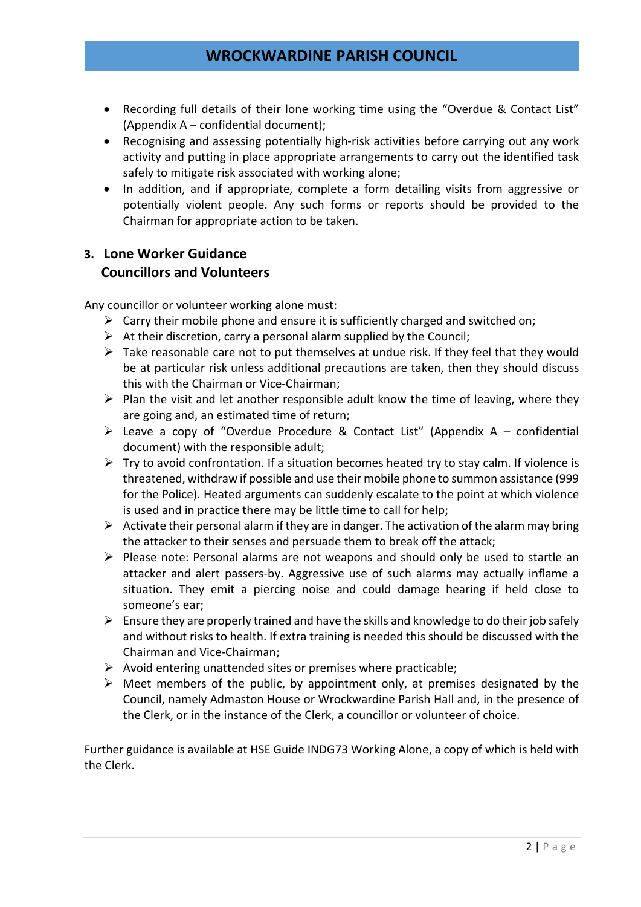- Recording full details of their lone working time using the "Overdue & Contact List" (Appendix A – confidential document);
- Recognising and assessing potentially high-risk activities before carrying out any work activity and putting in place appropriate arrangements to carry out the identified task safely to mitigate risk associated with working alone;
- In addition, and if appropriate, complete a form detailing visits from aggressive or potentially violent people. Any such forms or reports should be provided to the Chairman for appropriate action to be taken.

## 3. Lone Worker Guidance
## Councillors and Volunteers

Any councillor or volunteer working alone must:

- Carry their mobile phone and ensure it is sufficiently charged and switched on;
- At their discretion, carry a personal alarm supplied by the Council;
- Take reasonable care not to put themselves at undue risk. If they feel that they would be at particular risk unless additional precautions are taken, then they should discuss this with the Chairman or Vice-Chairman;
- Plan the visit and let another responsible adult know the time of leaving, where they are going and, an estimated time of return;
- Leave a copy of "Overdue Procedure & Contact List" (Appendix A – confidential document) with the responsible adult;
- Try to avoid confrontation. If a situation becomes heated try to stay calm. If violence is threatened, withdraw if possible and use their mobile phone to summon assistance (999 for the Police). Heated arguments can suddenly escalate to the point at which violence is used and in practice there may be little time to call for help;
- Activate their personal alarm if they are in danger. The activation of the alarm may bring the attacker to their senses and persuade them to break off the attack;
- Please note: Personal alarms are not weapons and should only be used to startle an attacker and alert passers-by. Aggressive use of such alarms may actually inflame a situation. They emit a piercing noise and could damage hearing if held close to someone's ear;
- Ensure they are properly trained and have the skills and knowledge to do their job safely and without risks to health. If extra training is needed this should be discussed with the Chairman and Vice-Chairman;
- Avoid entering unattended sites or premises where practicable;
- Meet members of the public, by appointment only, at premises designated by the Council, namely Admaston House or Wrockwardine Parish Hall and, in the presence of the Clerk, or in the instance of the Clerk, a councillor or volunteer of choice.

Further guidance is available at HSE Guide INDG73 Working Alone, a copy of which is held with the Clerk.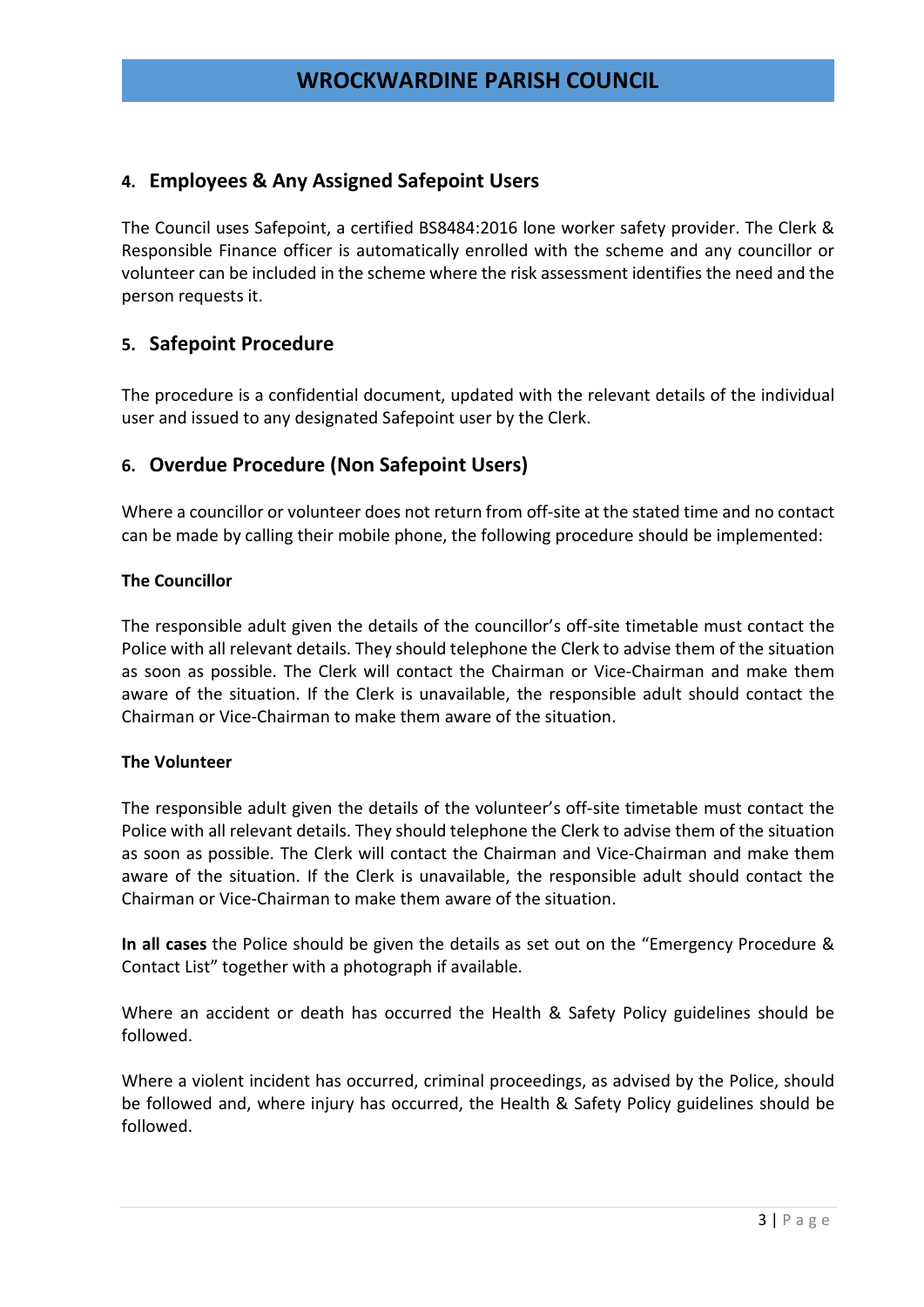## 4. Employees & Any Assigned Safepoint Users

The Council uses Safepoint, a certified BS8484:2016 lone worker safety provider. The Clerk & Responsible Finance officer is automatically enrolled with the scheme and any councillor or volunteer can be included in the scheme where the risk assessment identifies the need and the person requests it.

## 5. Safepoint Procedure

The procedure is a confidential document, updated with the relevant details of the individual user and issued to any designated Safepoint user by the Clerk.

## 6. Overdue Procedure (Non Safepoint Users)

Where a councillor or volunteer does not return from off-site at the stated time and no contact can be made by calling their mobile phone, the following procedure should be implemented:

**The Councillor**

The responsible adult given the details of the councillor's off-site timetable must contact the Police with all relevant details. They should telephone the Clerk to advise them of the situation as soon as possible. The Clerk will contact the Chairman or Vice-Chairman and make them aware of the situation. If the Clerk is unavailable, the responsible adult should contact the Chairman or Vice-Chairman to make them aware of the situation.

**The Volunteer**

The responsible adult given the details of the volunteer's off-site timetable must contact the Police with all relevant details. They should telephone the Clerk to advise them of the situation as soon as possible. The Clerk will contact the Chairman and Vice-Chairman and make them aware of the situation. If the Clerk is unavailable, the responsible adult should contact the Chairman or Vice-Chairman to make them aware of the situation.

**In all cases** the Police should be given the details as set out on the "Emergency Procedure & Contact List" together with a photograph if available.

Where an accident or death has occurred the Health & Safety Policy guidelines should be followed.

Where a violent incident has occurred, criminal proceedings, as advised by the Police, should be followed and, where injury has occurred, the Health & Safety Policy guidelines should be followed.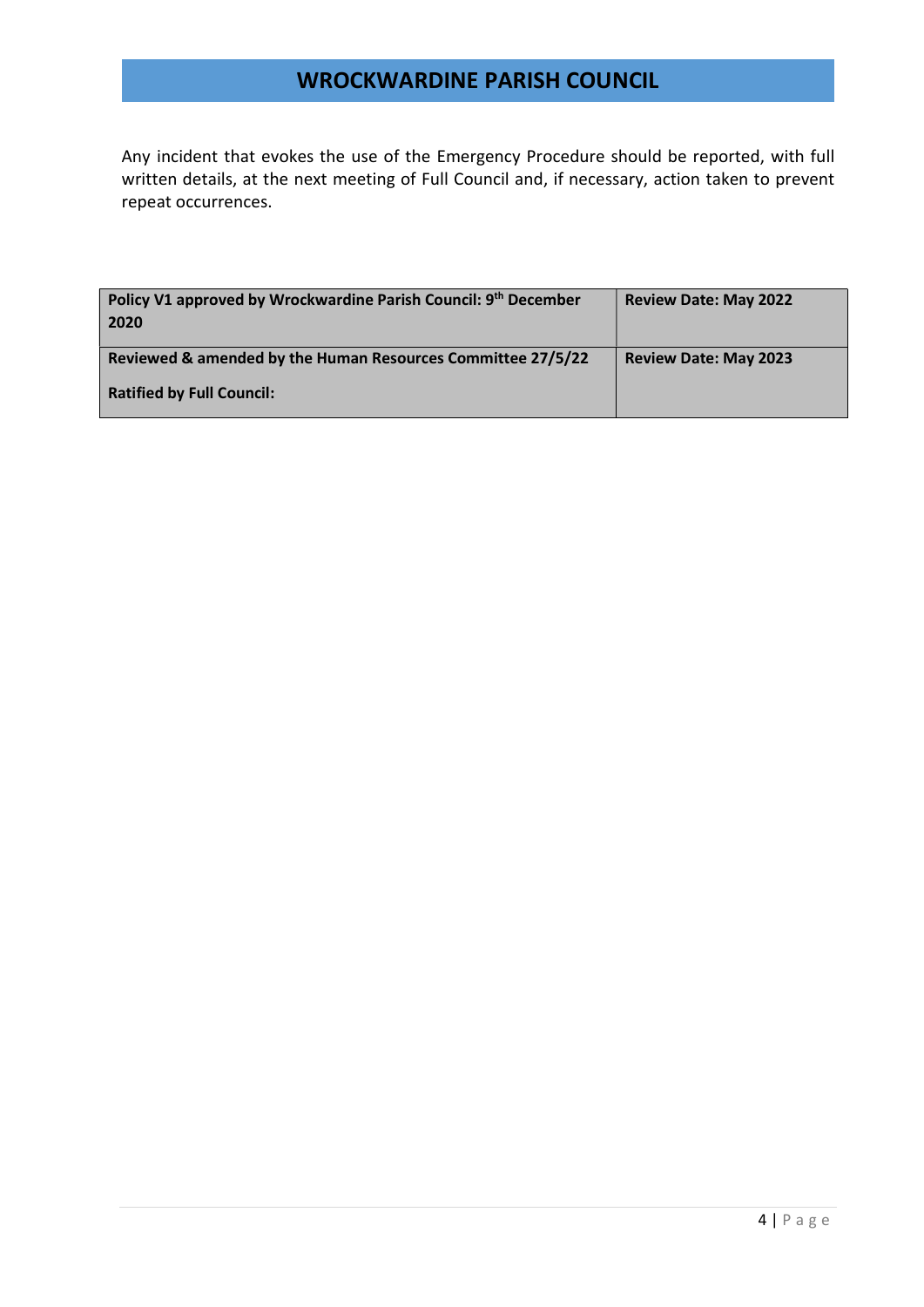Any incident that evokes the use of the Emergency Procedure should be reported, with full written details, at the next meeting of Full Council and, if necessary, action taken to prevent repeat occurrences.

| | |
|---|---|
| **Policy V1 approved by Wrockwardine Parish Council: 9th December 2020** | **Review Date: May 2022** |
| **Reviewed & amended by the Human Resources Committee 27/5/22**<br><br>**Ratified by Full Council:** | **Review Date: May 2023** |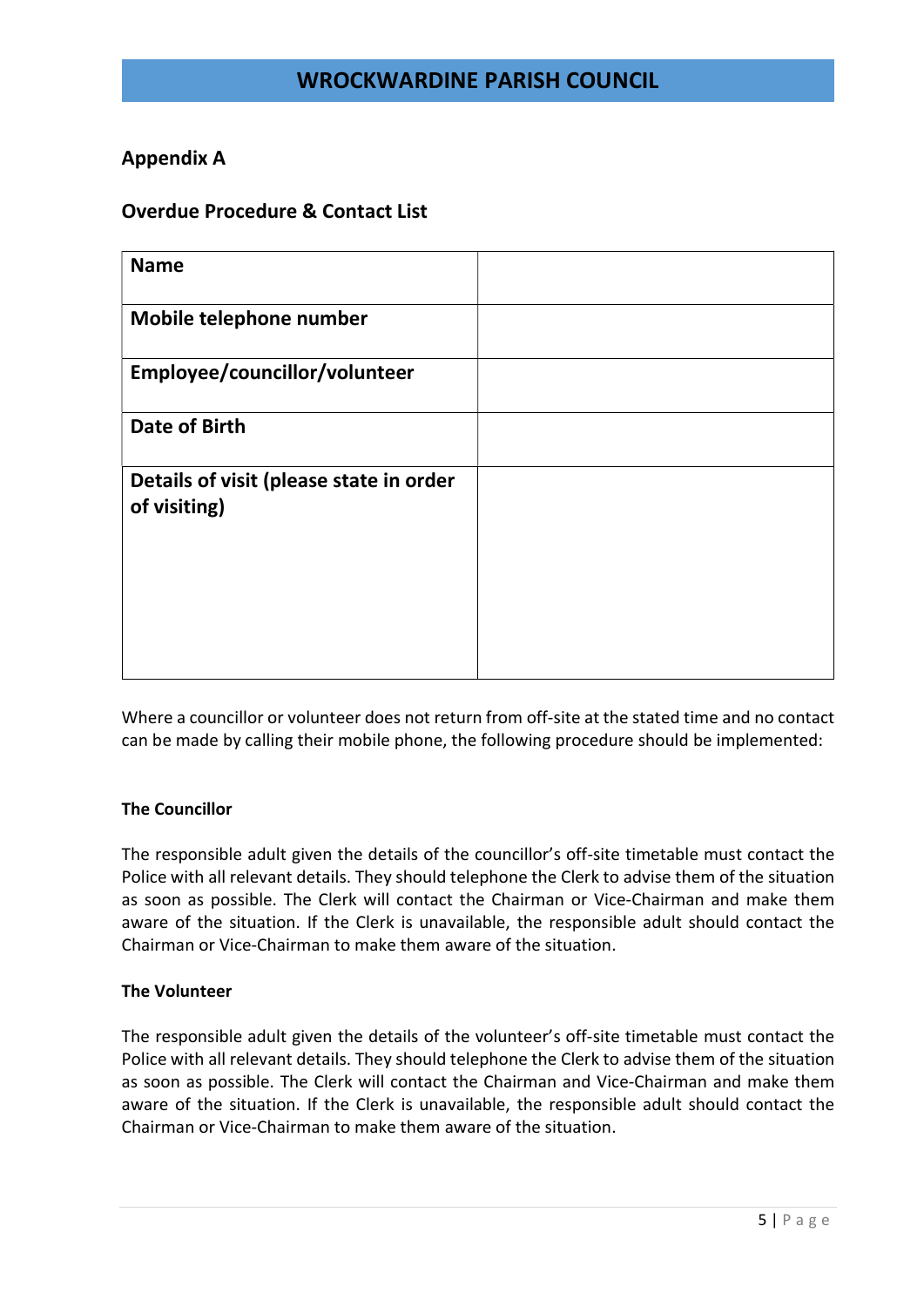## Appendix A

### Overdue Procedure & Contact List

| | |
|---|---|
| **Name** | |
| **Mobile telephone number** | |
| **Employee/councillor/volunteer** | |
| **Date of Birth** | |
| **Details of visit (please state in order of visiting)** | |

Where a councillor or volunteer does not return from off-site at the stated time and no contact can be made by calling their mobile phone, the following procedure should be implemented:

**The Councillor**

The responsible adult given the details of the councillor's off-site timetable must contact the Police with all relevant details. They should telephone the Clerk to advise them of the situation as soon as possible. The Clerk will contact the Chairman or Vice-Chairman and make them aware of the situation. If the Clerk is unavailable, the responsible adult should contact the Chairman or Vice-Chairman to make them aware of the situation.

**The Volunteer**

The responsible adult given the details of the volunteer's off-site timetable must contact the Police with all relevant details. They should telephone the Clerk to advise them of the situation as soon as possible. The Clerk will contact the Chairman and Vice-Chairman and make them aware of the situation. If the Clerk is unavailable, the responsible adult should contact the Chairman or Vice-Chairman to make them aware of the situation.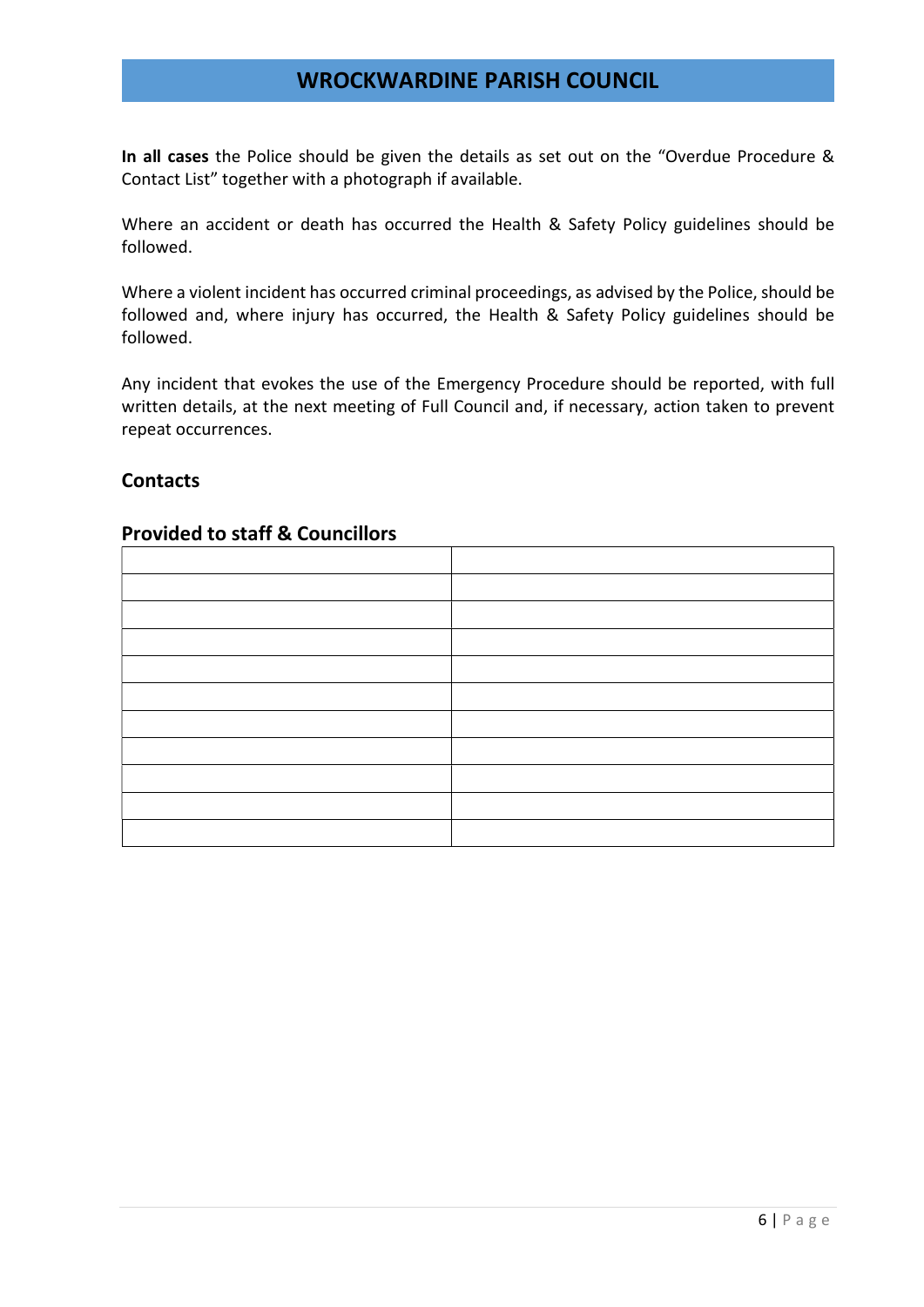**In all cases** the Police should be given the details as set out on the "Overdue Procedure & Contact List" together with a photograph if available.

Where an accident or death has occurred the Health & Safety Policy guidelines should be followed.

Where a violent incident has occurred criminal proceedings, as advised by the Police, should be followed and, where injury has occurred, the Health & Safety Policy guidelines should be followed.

Any incident that evokes the use of the Emergency Procedure should be reported, with full written details, at the next meeting of Full Council and, if necessary, action taken to prevent repeat occurrences.

## Contacts

## Provided to staff & Councillors

| | |
|---|---|
| | |
| | |
| | |
| | |
| | |
| | |
| | |
| | |
| | |
| | |